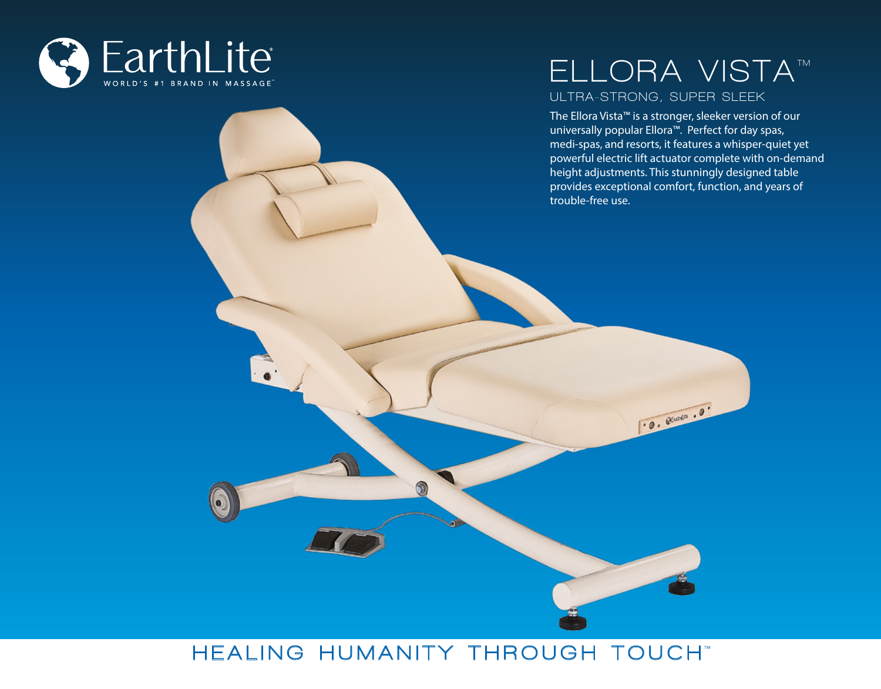EarthLite®

WORLD'S #1 BRAND IN MASSAGE™

# ELLORA VISTA™

## ULTRA-STRONG, SUPER SLEEK

The Ellora Vista™ is a stronger, sleeker version of our universally popular Ellora™. Perfect for day spas, medi-spas, and resorts, it features a whisper-quiet yet powerful electric lift actuator complete with on-demand height adjustments. This stunningly designed table provides exceptional comfort, function, and years of trouble-free use.

HEALING HUMANITY THROUGH TOUCH™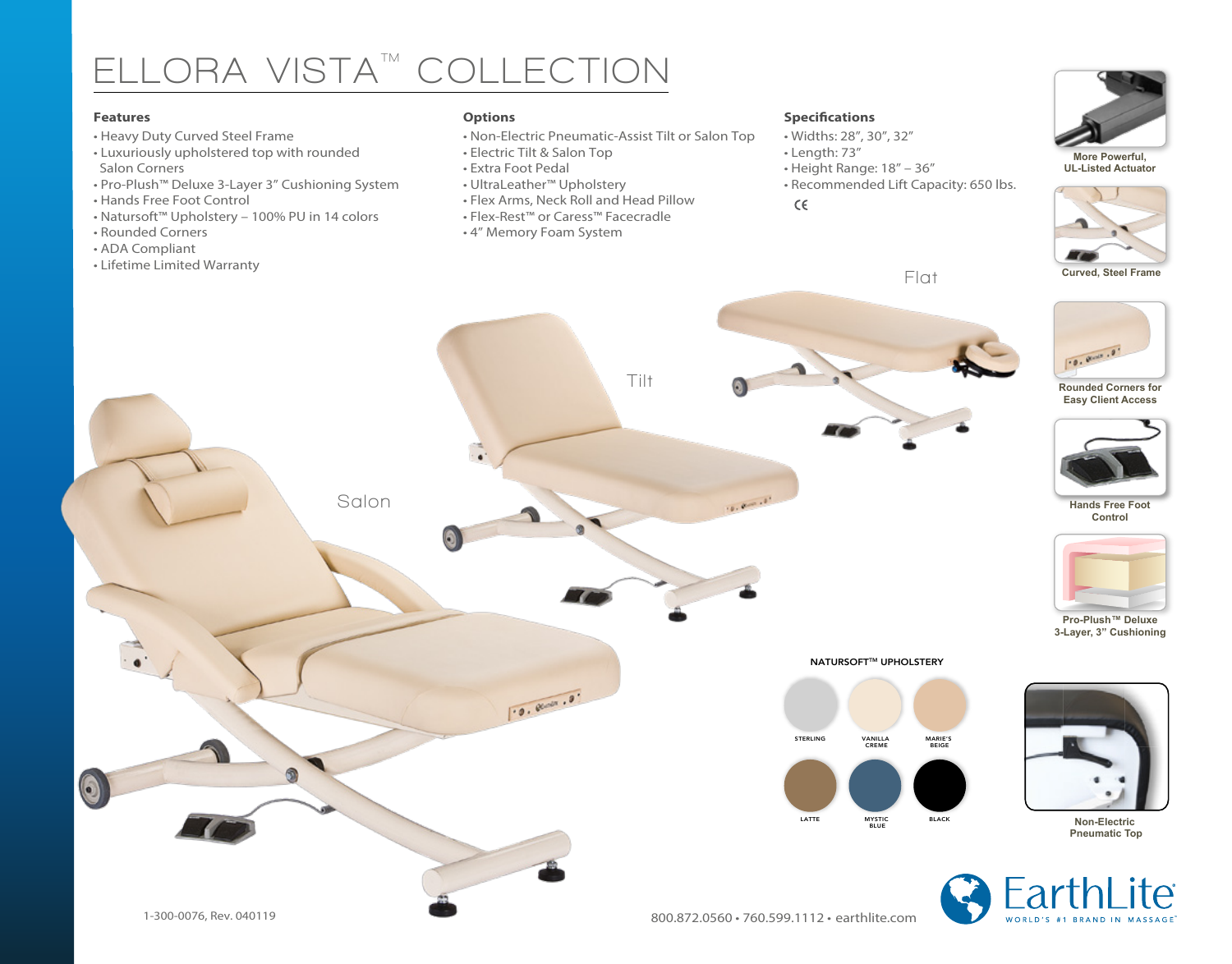# ELLORA VISTA™ COLLECTION

### Features

- Heavy Duty Curved Steel Frame
- Luxuriously upholstered top with rounded Salon Corners
- Pro-Plush™ Deluxe 3-Layer 3" Cushioning System
- Hands Free Foot Control
- Natursoft™ Upholstery – 100% PU in 14 colors
- Rounded Corners
- ADA Compliant
- Lifetime Limited Warranty

### Options

- Non-Electric Pneumatic-Assist Tilt or Salon Top
- Electric Tilt & Salon Top
- Extra Foot Pedal
- UltraLeather™ Upholstery
- Flex Arms, Neck Roll and Head Pillow
- Flex-Rest™ or Caress™ Facecradle
- 4" Memory Foam System

### Specifications

- Widths: 28", 30", 32"
- Length: 73"
- Height Range: 18" – 36"
- Recommended Lift Capacity: 650 lbs.

CE

Flat

Tilt

Salon

More Powerful, UL-Listed Actuator

Curved, Steel Frame

Rounded Corners for Easy Client Access

Hands Free Foot Control

Pro-Plush™ Deluxe 3-Layer, 3" Cushioning

NATURSOFT™ UPHOLSTERY

STERLING
VANILLA CREME
MARIE'S BEIGE
LATTE
MYSTIC BLUE
BLACK

Non-Electric Pneumatic Top

1-300-0076, Rev. 040119

800.872.0560 • 760.599.1112 • earthlite.com

EarthLite
WORLD'S #1 BRAND IN MASSAGE™